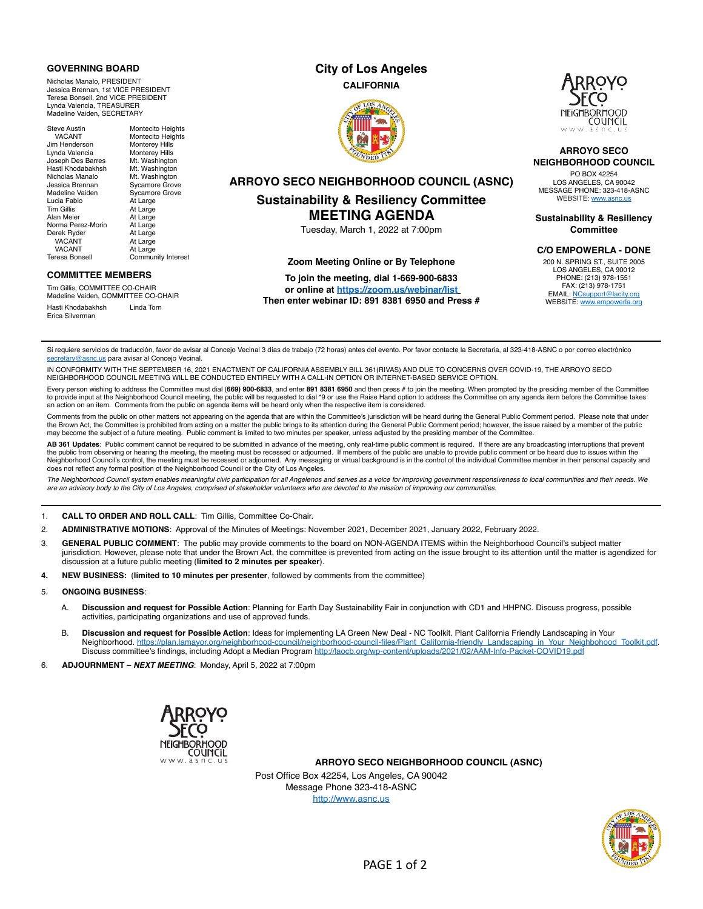## GOVERNING BOARD

Nicholas Manalo, PRESIDENT
Jessica Brennan, 1st VICE PRESIDENT
Teresa Bonsell, 2nd VICE PRESIDENT
Lynda Valencia, TREASURER
Madeline Vaiden, SECRETARY

| | |
|---|---|
| Steve Austin | Montecito Heights |
| VACANT | Montecito Heights |
| Jim Henderson | Monterey Hills |
| Lynda Valencia | Monterey Hills |
| Joseph Des Barres | Mt. Washington |
| Hasti Khodabakhsh | Mt. Washington |
| Nicholas Manalo | Mt. Washington |
| Jessica Brennan | Sycamore Grove |
| Madeline Vaiden | Sycamore Grove |
| Lucia Fabio | At Large |
| Tim Gillis | At Large |
| Alan Meier | At Large |
| Norma Perez-Morin | At Large |
| Derek Ryder | At Large |
| VACANT | At Large |
| VACANT | At Large |
| Teresa Bonsell | Community Interest |

## COMMITTEE MEMBERS

Tim Gillis, COMMITTEE CO-CHAIR
Madeline Vaiden, COMMITTEE CO-CHAIR
Hasti Khodabakhsh
Linda Torn
Erica Silverman

# City of Los Angeles

**CALIFORNIA**

## ARROYO SECO NEIGHBORHOOD COUNCIL (ASNC)

## Sustainability & Resiliency Committee MEETING AGENDA

Tuesday, March 1, 2022 at 7:00pm

**Zoom Meeting Online or By Telephone**

**To join the meeting, dial 1-669-900-6833 or online at https://zoom.us/webinar/list Then enter webinar ID: 891 8381 6950 and Press #**

**ARROYO SECO NEIGHBORHOOD COUNCIL**
PO BOX 42254
LOS ANGELES, CA 90042
MESSAGE PHONE: 323-418-ASNC
WEBSITE: www.asnc.us

**Sustainability & Resiliency Committee**

**C/O EMPOWERLA - DONE**
200 N. SPRING ST., SUITE 2005
LOS ANGELES, CA 90012
PHONE: (213) 978-1551
FAX: (213) 978-1751
EMAIL: NCsupport@lacity.org
WEBSITE: www.empowerla.org

---

Si requiere servicios de traducción, favor de avisar al Concejo Vecinal 3 días de trabajo (72 horas) antes del evento. Por favor contacte la Secretaria, al 323-418-ASNC o por correo electrónico secretary@asnc.us para avisar al Concejo Vecinal.

IN CONFORMITY WITH THE SEPTEMBER 16, 2021 ENACTMENT OF CALIFORNIA ASSEMBLY BILL 361(RIVAS) AND DUE TO CONCERNS OVER COVID-19, THE ARROYO SECO NEIGHBORHOOD COUNCIL MEETING WILL BE CONDUCTED ENTIRELY WITH A CALL-IN OPTION OR INTERNET-BASED SERVICE OPTION.

Every person wishing to address the Committee must dial **(669) 900-6833**, and enter **891 8381 6950** and then press # to join the meeting. When prompted by the presiding member of the Committee to provide input at the Neighborhood Council meeting, the public will be requested to dial *9 or use the Raise Hand option to address the Committee on any agenda item before the Committee takes an action on an item. Comments from the public on agenda items will be heard only when the respective item is considered.

Comments from the public on other matters not appearing on the agenda that are within the Committee's jurisdiction will be heard during the General Public Comment period. Please note that under the Brown Act, the Committee is prohibited from acting on a matter the public brings to its attention during the General Public Comment period; however, the issue raised by a member of the public may become the subject of a future meeting. Public comment is limited to two minutes per speaker, unless adjusted by the presiding member of the Committee.

**AB 361 Updates**: Public comment cannot be required to be submitted in advance of the meeting, only real-time public comment is required. If there are any broadcasting interruptions that prevent the public from observing or hearing the meeting, the meeting must be recessed or adjourned. If members of the public are unable to provide public comment or be heard due to issues within the Neighborhood Council's control, the meeting must be recessed or adjourned. Any messaging or virtual background is in the control of the individual Committee member in their personal capacity and does not reflect any formal position of the Neighborhood Council or the City of Los Angeles.

*The Neighborhood Council system enables meaningful civic participation for all Angelenos and serves as a voice for improving government responsiveness to local communities and their needs. We are an advisory body to the City of Los Angeles, comprised of stakeholder volunteers who are devoted to the mission of improving our communities.*

---

1. **CALL TO ORDER AND ROLL CALL**: Tim Gillis, Committee Co-Chair.
2. **ADMINISTRATIVE MOTIONS**: Approval of the Minutes of Meetings: November 2021, December 2021, January 2022, February 2022.
3. **GENERAL PUBLIC COMMENT**: The public may provide comments to the board on NON-AGENDA ITEMS within the Neighborhood Council's subject matter jurisdiction. However, please note that under the Brown Act, the committee is prevented from acting on the issue brought to its attention until the matter is agendized for discussion at a future public meeting (**limited to 2 minutes per speaker**).
4. **NEW BUSINESS:** (**limited to 10 minutes per presenter**, followed by comments from the committee)
5. **ONGOING BUSINESS**:
   A. **Discussion and request for Possible Action**: Planning for Earth Day Sustainability Fair in conjunction with CD1 and HHPNC. Discuss progress, possible activities, participating organizations and use of approved funds.
   B. **Discussion and request for Possible Action**: Ideas for implementing LA Green New Deal - NC Toolkit. Plant California Friendly Landscaping in Your Neighborhood. https://plan.lamayor.org/neighborhood-council/neighborhood-council-files/Plant_California-friendly_Landscaping_in_Your_Neighbohood_Toolkit.pdf. Discuss committee's findings, including Adopt a Median Program http://laocb.org/wp-content/uploads/2021/02/AAM-Info-Packet-COVID19.pdf
6. **ADJOURNMENT – *NEXT MEETING***: Monday, April 5, 2022 at 7:00pm

**ARROYO SECO NEIGHBORHOOD COUNCIL (ASNC)**
Post Office Box 42254, Los Angeles, CA 90042
Message Phone 323-418-ASNC
http://www.asnc.us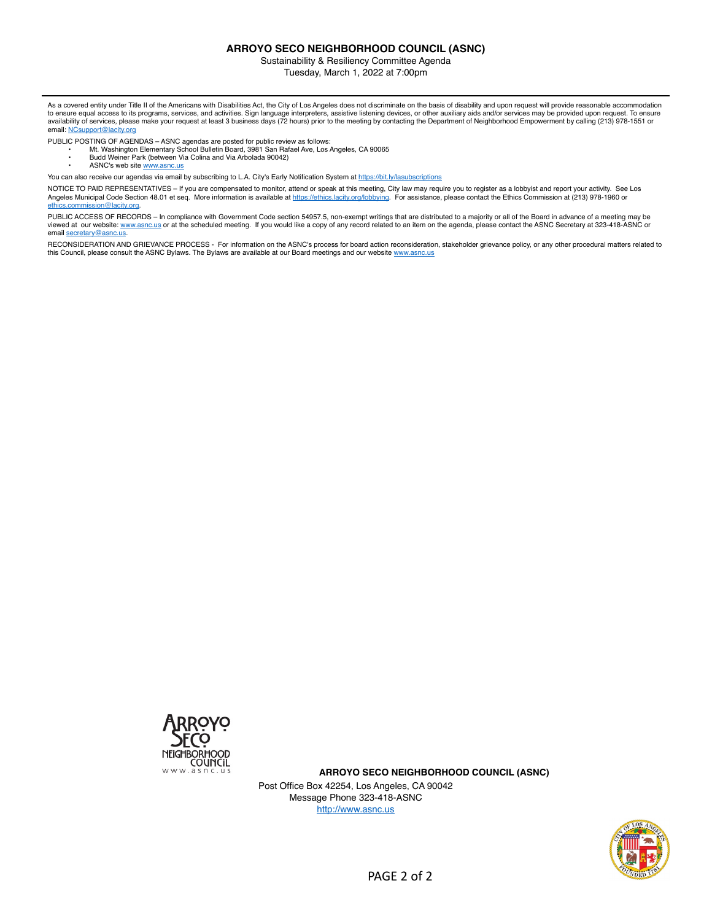**ARROYO SECO NEIGHBORHOOD COUNCIL (ASNC)**

Sustainability & Resiliency Committee Agenda

Tuesday, March 1, 2022 at 7:00pm

As a covered entity under Title II of the Americans with Disabilities Act, the City of Los Angeles does not discriminate on the basis of disability and upon request will provide reasonable accommodation to ensure equal access to its programs, services, and activities. Sign language interpreters, assistive listening devices, or other auxiliary aids and/or services may be provided upon request. To ensure availability of services, please make your request at least 3 business days (72 hours) prior to the meeting by contacting the Department of Neighborhood Empowerment by calling (213) 978-1551 or email: NCsupport@lacity.org

PUBLIC POSTING OF AGENDAS – ASNC agendas are posted for public review as follows:

- Mt. Washington Elementary School Bulletin Board, 3981 San Rafael Ave, Los Angeles, CA 90065
- Budd Weiner Park (between Via Colina and Via Arbolada 90042)
- ASNC's web site www.asnc.us

You can also receive our agendas via email by subscribing to L.A. City's Early Notification System at https://bit.ly/lasubscriptions

NOTICE TO PAID REPRESENTATIVES – If you are compensated to monitor, attend or speak at this meeting, City law may require you to register as a lobbyist and report your activity. See Los Angeles Municipal Code Section 48.01 et seq. More information is available at https://ethics.lacity.org/lobbying. For assistance, please contact the Ethics Commission at (213) 978-1960 or ethics.commission@lacity.org.

PUBLIC ACCESS OF RECORDS – In compliance with Government Code section 54957.5, non-exempt writings that are distributed to a majority or all of the Board in advance of a meeting may be viewed at our website: www.asnc.us or at the scheduled meeting. If you would like a copy of any record related to an item on the agenda, please contact the ASNC Secretary at 323-418-ASNC or email secretary@asnc.us.

RECONSIDERATION AND GRIEVANCE PROCESS - For information on the ASNC's process for board action reconsideration, stakeholder grievance policy, or any other procedural matters related to this Council, please consult the ASNC Bylaws. The Bylaws are available at our Board meetings and our website www.asnc.us

**ARROYO SECO NEIGHBORHOOD COUNCIL (ASNC)**

Post Office Box 42254, Los Angeles, CA 90042

Message Phone 323-418-ASNC

http://www.asnc.us